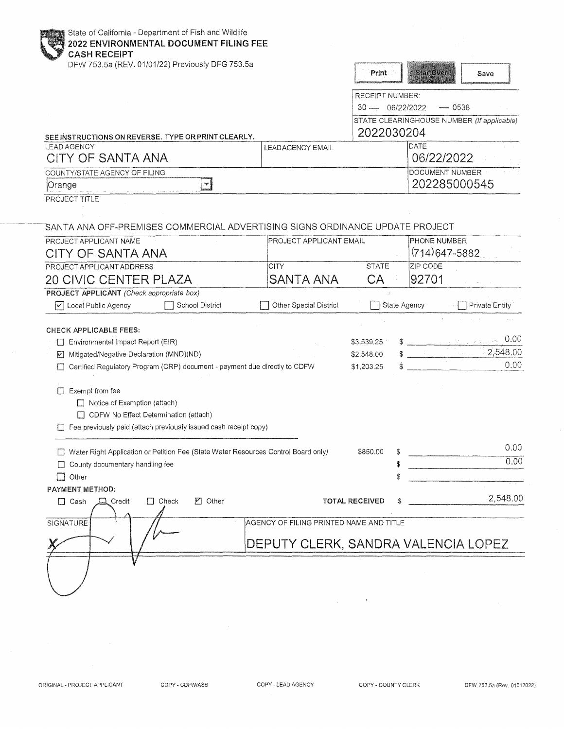State of California - Department of Fish and Wildlife

# 2022 ENVIRONMENTAL DOCUMENT FILING FEE CASH RECEIPT

DFW 753.5a (REV. 01/01/22) Previously DFG 753.5a

RECEIPT NUMBER:
30 — 06/22/2022 — 0538

STATE CLEARINGHOUSE NUMBER (If applicable)
2022030204

SEE INSTRUCTIONS ON REVERSE. TYPE OR PRINT CLEARLY.

| LEAD AGENCY | LEAD AGENCY EMAIL | DATE |
|---|---|---|
| CITY OF SANTA ANA | | 06/22/2022 |

| COUNTY/STATE AGENCY OF FILING | DOCUMENT NUMBER |
|---|---|
| Orange | 202285000545 |

PROJECT TITLE

SANTA ANA OFF-PREMISES COMMERCIAL ADVERTISING SIGNS ORDINANCE UPDATE PROJECT

| PROJECT APPLICANT NAME | PROJECT APPLICANT EMAIL | PHONE NUMBER |
|---|---|---|
| CITY OF SANTA ANA | | (714)647-5882 |

| PROJECT APPLICANT ADDRESS | CITY | STATE | ZIP CODE |
|---|---|---|---|
| 20 CIVIC CENTER PLAZA | SANTA ANA | CA | 92701 |

**PROJECT APPLICANT** *(Check appropriate box)*

- [x] Local Public Agency
- [ ] School District
- [ ] Other Special District
- [ ] State Agency
- [ ] Private Entity

**CHECK APPLICABLE FEES:**

| Fee | Rate | Amount |
|---|---|---|
| [ ] Environmental Impact Report (EIR) | $3,539.25 | $ 0.00 |
| [x] Mitigated/Negative Declaration (MND)(ND) | $2,548.00 | $ 2,548.00 |
| [ ] Certified Regulatory Program (CRP) document - payment due directly to CDFW | $1,203.25 | $ 0.00 |

- [ ] Exempt from fee
  - [ ] Notice of Exemption (attach)
  - [ ] CDFW No Effect Determination (attach)
- [ ] Fee previously paid (attach previously issued cash receipt copy)

| Fee | Rate | Amount |
|---|---|---|
| [ ] Water Right Application or Petition Fee (State Water Resources Control Board only) | $850.00 | $ 0.00 |
| [ ] County documentary handling fee | | $ 0.00 |
| [ ] Other | | $ |

**PAYMENT METHOD:**

- [ ] Cash
- [ ] Credit
- [ ] Check
- [x] Other

**TOTAL RECEIVED** $ 2,548.00

| SIGNATURE | AGENCY OF FILING PRINTED NAME AND TITLE |
|---|---|
| X | DEPUTY CLERK, SANDRA VALENCIA LOPEZ |

ORIGINAL - PROJECT APPLICANT  COPY - CDFW/ASB  COPY - LEAD AGENCY  COPY - COUNTY CLERK  DFW 753.5a (Rev. 01012022)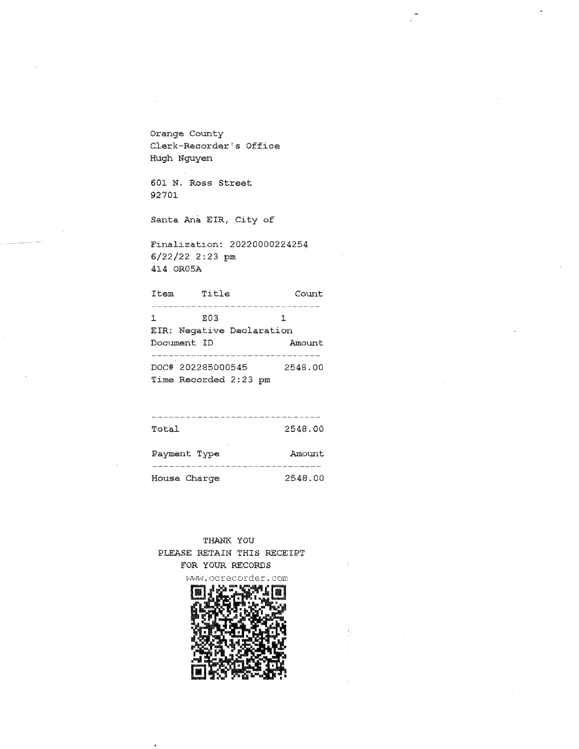Orange County
Clerk-Recorder's Office
Hugh Nguyen

601 N. Ross Street
92701

Santa Ana EIR, City of

Finalization: 20220000224254
6/22/22 2:23 pm
414 OR05A

| Item | Title | Count |
|---|---|---|
| 1 | Z03 | 1 |

EIR: Negative Declaration

| Document ID | Amount |
|---|---|
| DOC# 202285000545 | 2548.00 |

Time Recorded 2:23 pm

| Total | 2548.00 |
|---|---|

| Payment Type | Amount |
|---|---|
| House Charge | 2548.00 |

THANK YOU
PLEASE RETAIN THIS RECEIPT
FOR YOUR RECORDS
www.ocrecorder.com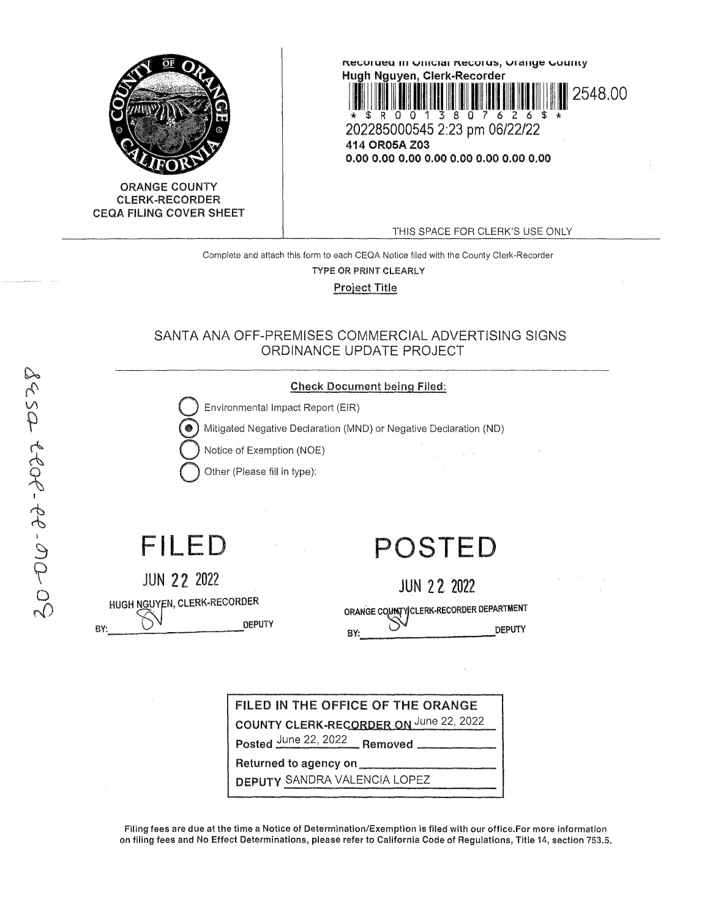ORANGE COUNTY CLERK-RECORDER CEQA FILING COVER SHEET

Recorded in Official Records, Orange County
Hugh Nguyen, Clerk-Recorder

2548.00

\* $ R 0 0 1 3 8 0 7 6 2 6 $ \*

202285000545 2:23 pm 06/22/22

414 OR05A Z03

0.00 0.00 0.00 0.00 0.00 0.00 0.00 0.00

THIS SPACE FOR CLERK'S USE ONLY

Complete and attach this form to each CEQA Notice filed with the County Clerk-Recorder

TYPE OR PRINT CLEARLY

**Project Title**

SANTA ANA OFF-PREMISES COMMERCIAL ADVERTISING SIGNS ORDINANCE UPDATE PROJECT

**Check Document being Filed:**

- ○ Environmental Impact Report (EIR)
- ● Mitigated Negative Declaration (MND) or Negative Declaration (ND)
- ○ Notice of Exemption (NOE)
- ○ Other (Please fill in type):

20-06-22-2548

**FILED**

JUN 22 2022

HUGH NGUYEN, CLERK-RECORDER

BY: SV DEPUTY

**POSTED**

JUN 22 2022

ORANGE COUNTY CLERK-RECORDER DEPARTMENT

BY: SV DEPUTY

FILED IN THE OFFICE OF THE ORANGE COUNTY CLERK-RECORDER ON June 22, 2022

Posted June 22, 2022 Removed \_\_\_\_\_\_\_\_

Returned to agency on \_\_\_\_\_\_\_\_

DEPUTY SANDRA VALENCIA LOPEZ

**Filing fees are due at the time a Notice of Determination/Exemption is filed with our office.For more information on filing fees and No Effect Determinations, please refer to California Code of Regulations, Title 14, section 753.5.**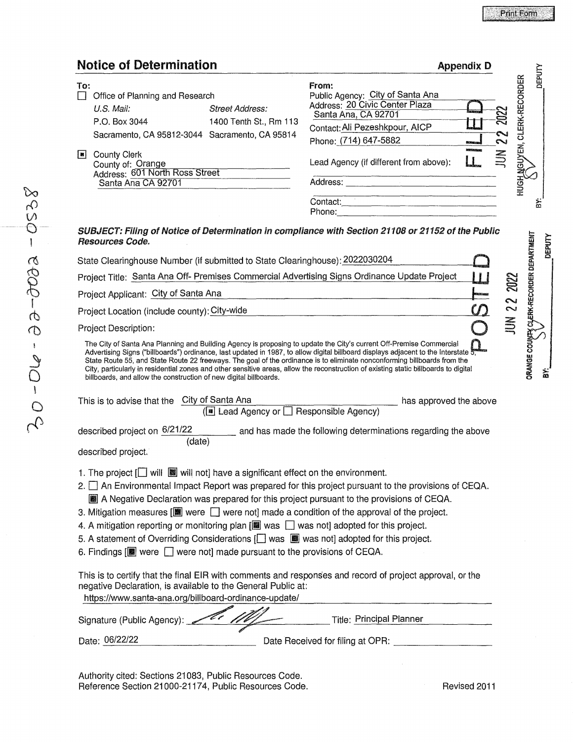Print Form

# Notice of Determination

**Appendix D**

**To:**

☐ Office of Planning and Research

*U.S. Mail:* P.O. Box 3044, Sacramento, CA 95812-3044

*Street Address:* 1400 Tenth St., Rm 113, Sacramento, CA 95814

■ County Clerk
County of: Orange
Address: 601 North Ross Street
Santa Ana CA 92701

**From:**

Public Agency: City of Santa Ana
Address: 20 Civic Center Plaza
Santa Ana, CA 92701
Contact: Ali Pezeshkpour, AICP
Phone: (714) 647-5882

Lead Agency (if different from above):

Address:

Contact:
Phone:

FILED
JUN 22 2022
HUGH NGUYEN, CLERK-RECORDER
BY: ________ DEPUTY

***SUBJECT: Filing of Notice of Determination in compliance with Section 21108 or 21152 of the Public Resources Code.***

State Clearinghouse Number (if submitted to State Clearinghouse): 2022030204

Project Title: Santa Ana Off- Premises Commercial Advertising Signs Ordinance Update Project

Project Applicant: City of Santa Ana

Project Location (include county): City-wide

Project Description:

The City of Santa Ana Planning and Building Agency is proposing to update the City's current Off-Premise Commercial Advertising Signs ("billboards") ordinance, last updated in 1987, to allow digital billboard displays adjacent to the Interstate 5, State Route 55, and State Route 22 freeways. The goal of the ordinance is to eliminate nonconforming billboards from the City, particularly in residential zones and other sensitive areas, allow the reconstruction of existing static billboards to digital billboards, and allow the construction of new digital billboards.

POSTED
JUN 22 2022
ORANGE COUNTY CLERK-RECORDER DEPARTMENT
BY: ________ DEPUTY

This is to advise that the City of Santa Ana (■ Lead Agency or ☐ Responsible Agency) has approved the above described project on 6/21/22 (date) and has made the following determinations regarding the above described project.

1. The project [☐ will ■ will not] have a significant effect on the environment.
2. ☐ An Environmental Impact Report was prepared for this project pursuant to the provisions of CEQA.
   ■ A Negative Declaration was prepared for this project pursuant to the provisions of CEQA.
3. Mitigation measures [■ were ☐ were not] made a condition of the approval of the project.
4. A mitigation reporting or monitoring plan [■ was ☐ was not] adopted for this project.
5. A statement of Overriding Considerations [☐ was ■ was not] adopted for this project.
6. Findings [■ were ☐ were not] made pursuant to the provisions of CEQA.

This is to certify that the final EIR with comments and responses and record of project approval, or the negative Declaration, is available to the General Public at:
https://www.santa-ana.org/billboard-ordinance-update/

Signature (Public Agency): [signature] Title: Principal Planner

Date: 06/22/22 Date Received for filing at OPR: ____________

Authority cited: Sections 21083, Public Resources Code.
Reference Section 21000-21174, Public Resources Code.

Revised 2011

30-06-22-2022-0538